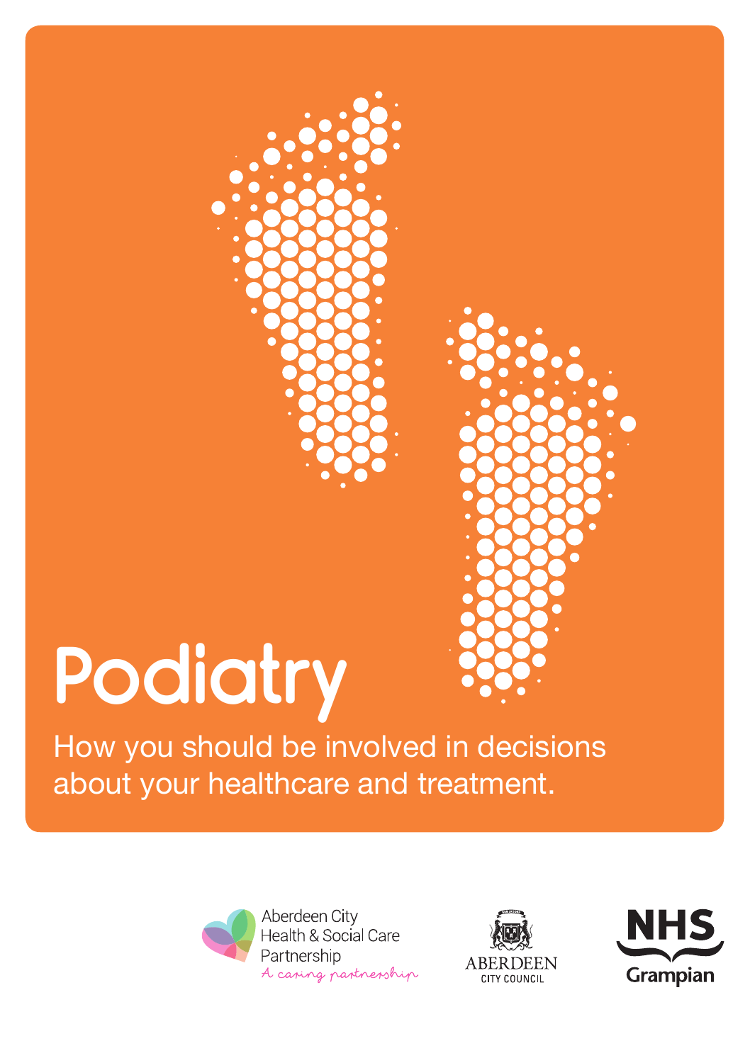# Podiatry

How you should be involved in decisions about your healthcare and treatment.

Aberdeen City Health & Social Care Partnership

*A caring partnership*

ABERDEEN CITY COUNCIL

NHS Grampian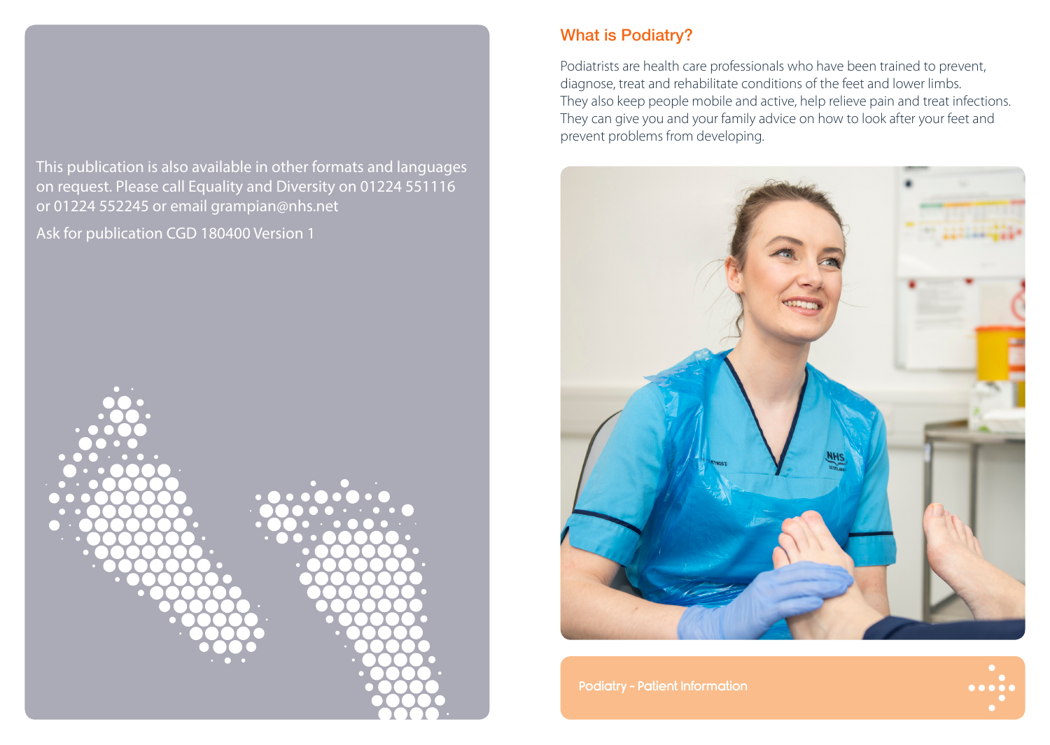This publication is also available in other formats and languages on request. Please call Equality and Diversity on 01224 551116 or 01224 552245 or email grampian@nhs.net

Ask for publication CGD 180400 Version 1

## What is Podiatry?

Podiatrists are health care professionals who have been trained to prevent, diagnose, treat and rehabilitate conditions of the feet and lower limbs. They also keep people mobile and active, help relieve pain and treat infections. They can give you and your family advice on how to look after your feet and prevent problems from developing.

Podiatry - Patient Information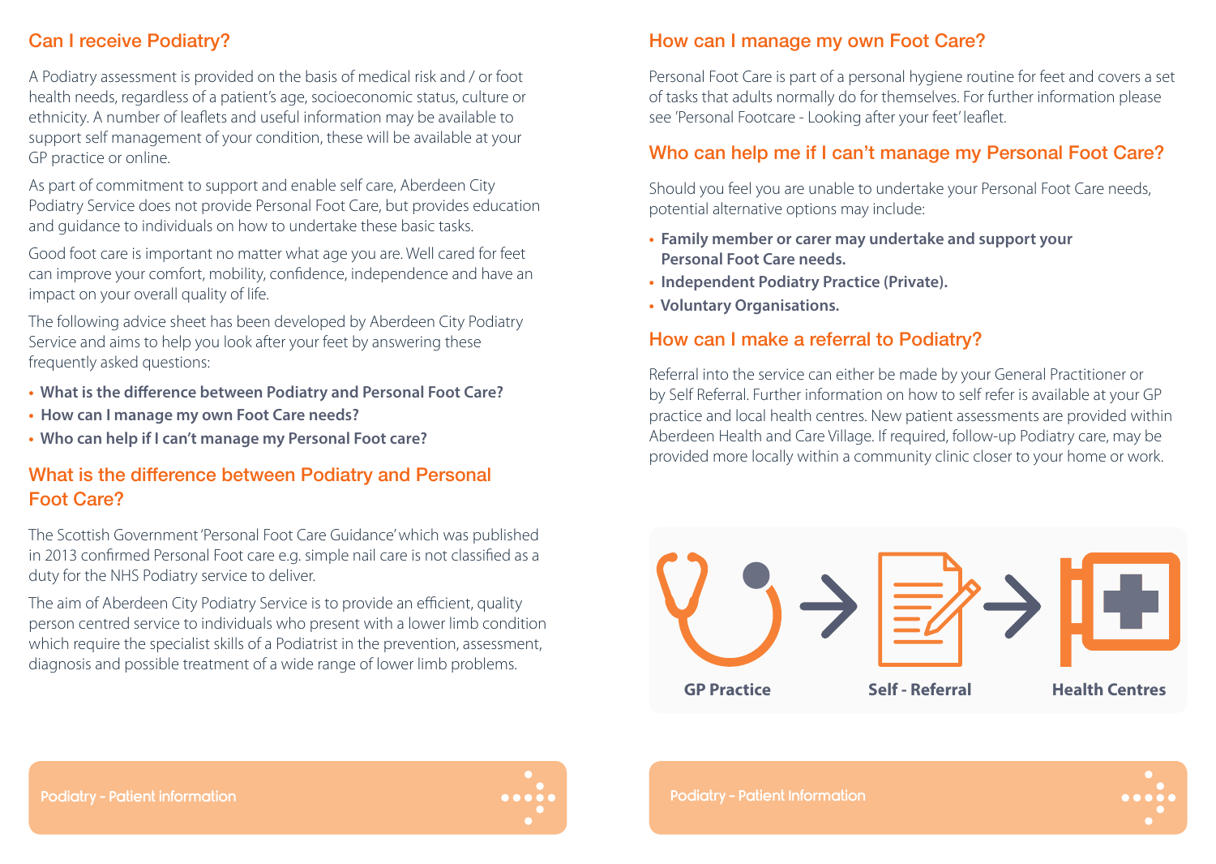## Can I receive Podiatry?

A Podiatry assessment is provided on the basis of medical risk and / or foot health needs, regardless of a patient's age, socioeconomic status, culture or ethnicity. A number of leaflets and useful information may be available to support self management of your condition, these will be available at your GP practice or online.

As part of commitment to support and enable self care, Aberdeen City Podiatry Service does not provide Personal Foot Care, but provides education and guidance to individuals on how to undertake these basic tasks.

Good foot care is important no matter what age you are. Well cared for feet can improve your comfort, mobility, confidence, independence and have an impact on your overall quality of life.

The following advice sheet has been developed by Aberdeen City Podiatry Service and aims to help you look after your feet by answering these frequently asked questions:

- **What is the difference between Podiatry and Personal Foot Care?**
- **How can I manage my own Foot Care needs?**
- **Who can help if I can't manage my Personal Foot care?**

## What is the difference between Podiatry and Personal Foot Care?

The Scottish Government 'Personal Foot Care Guidance' which was published in 2013 confirmed Personal Foot care e.g. simple nail care is not classified as a duty for the NHS Podiatry service to deliver.

The aim of Aberdeen City Podiatry Service is to provide an efficient, quality person centred service to individuals who present with a lower limb condition which require the specialist skills of a Podiatrist in the prevention, assessment, diagnosis and possible treatment of a wide range of lower limb problems.

## How can I manage my own Foot Care?

Personal Foot Care is part of a personal hygiene routine for feet and covers a set of tasks that adults normally do for themselves. For further information please see 'Personal Footcare - Looking after your feet' leaflet.

## Who can help me if I can't manage my Personal Foot Care?

Should you feel you are unable to undertake your Personal Foot Care needs, potential alternative options may include:

- **Family member or carer may undertake and support your Personal Foot Care needs.**
- **Independent Podiatry Practice (Private).**
- **Voluntary Organisations.**

## How can I make a referral to Podiatry?

Referral into the service can either be made by your General Practitioner or by Self Referral. Further information on how to self refer is available at your GP practice and local health centres. New patient assessments are provided within Aberdeen Health and Care Village. If required, follow-up Podiatry care, may be provided more locally within a community clinic closer to your home or work.

**GP Practice** → **Self - Referral** → **Health Centres**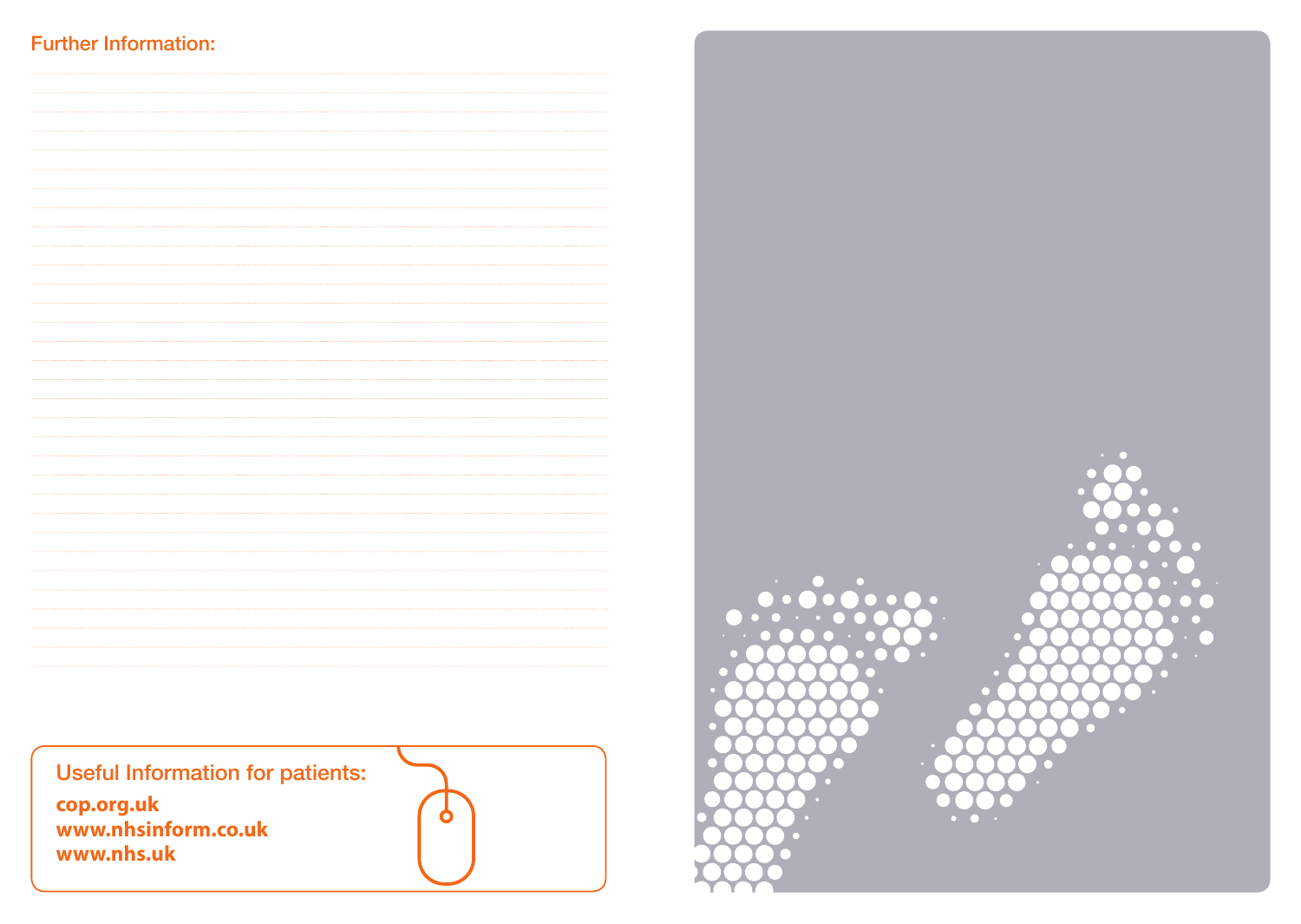## Further Information:

## Useful Information for patients:

**cop.org.uk**
**www.nhsinform.co.uk**
**www.nhs.uk**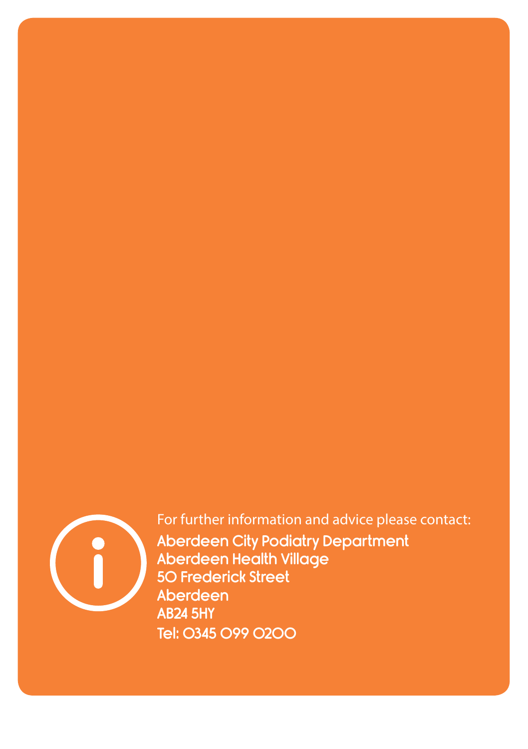For further information and advice please contact:

**Aberdeen City Podiatry Department**
**Aberdeen Health Village**
**50 Frederick Street**
**Aberdeen**
**AB24 5HY**
**Tel: 0345 099 0200**